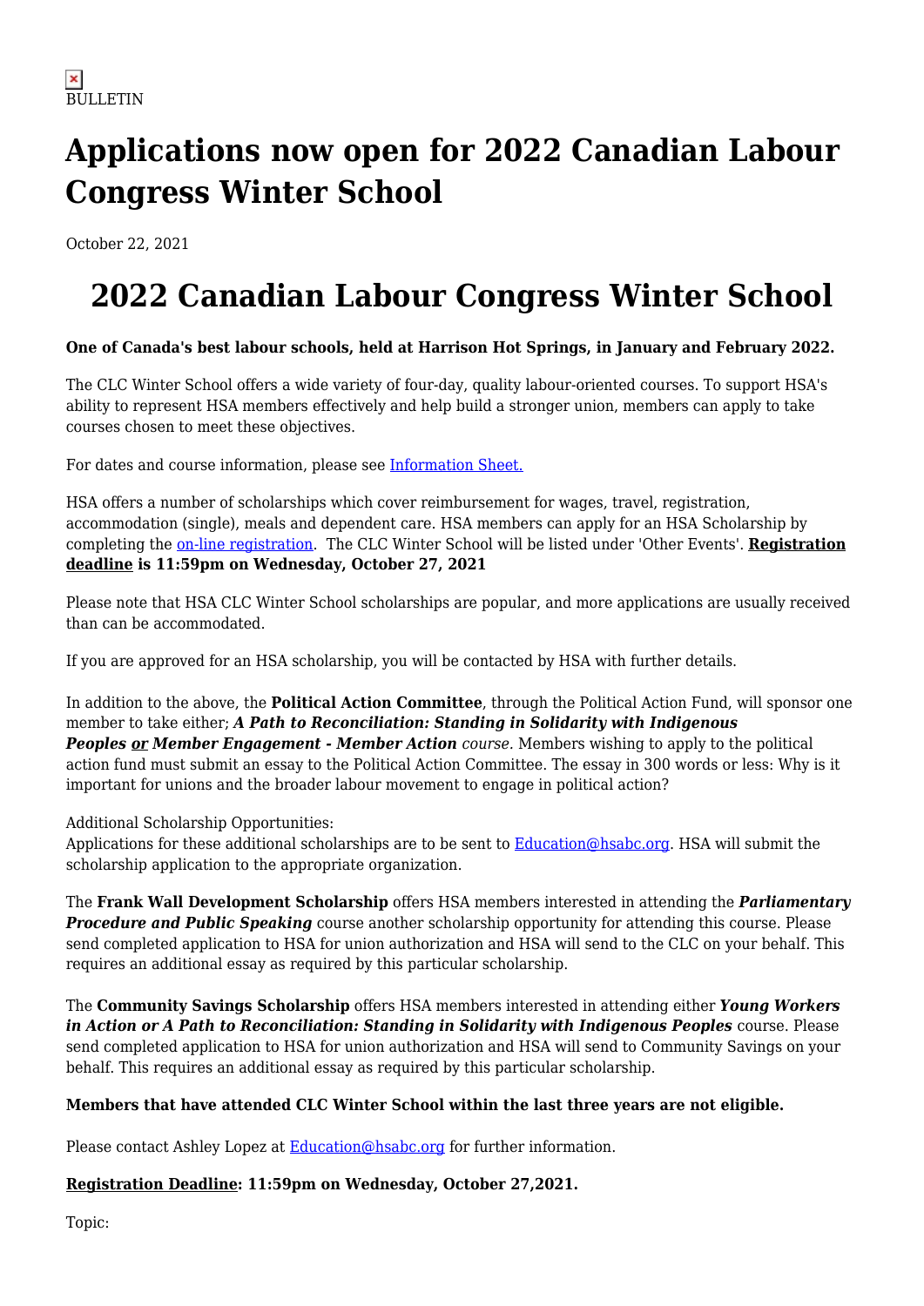BULLETIN

# Applications now open for 2022 Canadian Labour Congress Winter School

October 22, 2021

## 2022 Canadian Labour Congress Winter School

**One of Canada's best labour schools, held at Harrison Hot Springs, in January and February 2022.**

The CLC Winter School offers a wide variety of four-day, quality labour-oriented courses. To support HSA's ability to represent HSA members effectively and help build a stronger union, members can apply to take courses chosen to meet these objectives.

For dates and course information, please see Information Sheet.

HSA offers a number of scholarships which cover reimbursement for wages, travel, registration, accommodation (single), meals and dependent care. HSA members can apply for an HSA Scholarship by completing the on-line registration. The CLC Winter School will be listed under 'Other Events'. **Registration deadline is 11:59pm on Wednesday, October 27, 2021**

Please note that HSA CLC Winter School scholarships are popular, and more applications are usually received than can be accommodated.

If you are approved for an HSA scholarship, you will be contacted by HSA with further details.

In addition to the above, the **Political Action Committee**, through the Political Action Fund, will sponsor one member to take either; ***A Path to Reconciliation: Standing in Solidarity with Indigenous Peoples or Member Engagement - Member Action*** *course.* Members wishing to apply to the political action fund must submit an essay to the Political Action Committee. The essay in 300 words or less: Why is it important for unions and the broader labour movement to engage in political action?

Additional Scholarship Opportunities:
Applications for these additional scholarships are to be sent to Education@hsabc.org. HSA will submit the scholarship application to the appropriate organization.

The **Frank Wall Development Scholarship** offers HSA members interested in attending the ***Parliamentary Procedure and Public Speaking*** course another scholarship opportunity for attending this course. Please send completed application to HSA for union authorization and HSA will send to the CLC on your behalf. This requires an additional essay as required by this particular scholarship.

The **Community Savings Scholarship** offers HSA members interested in attending either ***Young Workers in Action or A Path to Reconciliation: Standing in Solidarity with Indigenous Peoples*** course. Please send completed application to HSA for union authorization and HSA will send to Community Savings on your behalf. This requires an additional essay as required by this particular scholarship.

**Members that have attended CLC Winter School within the last three years are not eligible.**

Please contact Ashley Lopez at Education@hsabc.org for further information.

**Registration Deadline: 11:59pm on Wednesday, October 27,2021.**

Topic: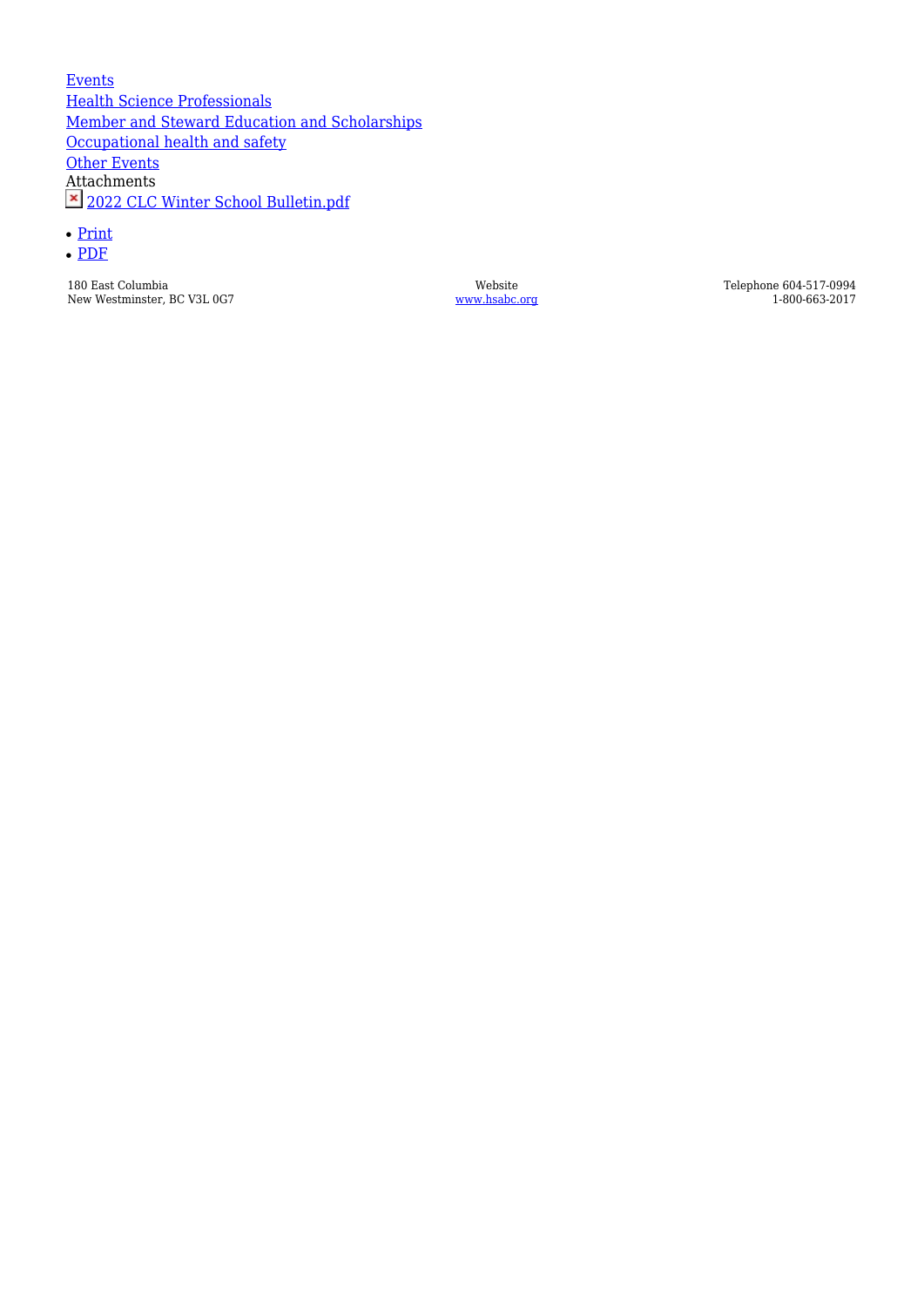Events
Health Science Professionals
Member and Steward Education and Scholarships
Occupational health and safety
Other Events

Attachments

2022 CLC Winter School Bulletin.pdf

- Print
- PDF

180 East Columbia
New Westminster, BC V3L 0G7

Website
www.hsabc.org

Telephone 604-517-0994
1-800-663-2017